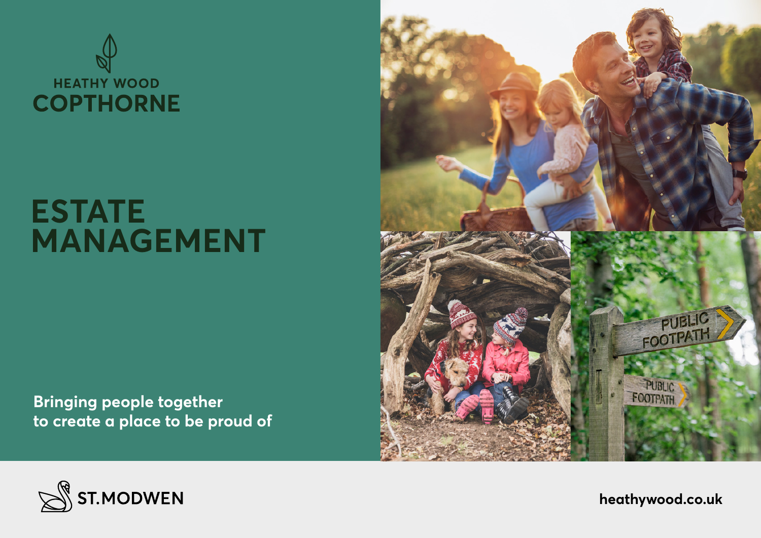HEATHY WOOD
COPTHORNE

# ESTATE MANAGEMENT

**Bringing people together to create a place to be proud of**

ST.MODWEN

heathywood.co.uk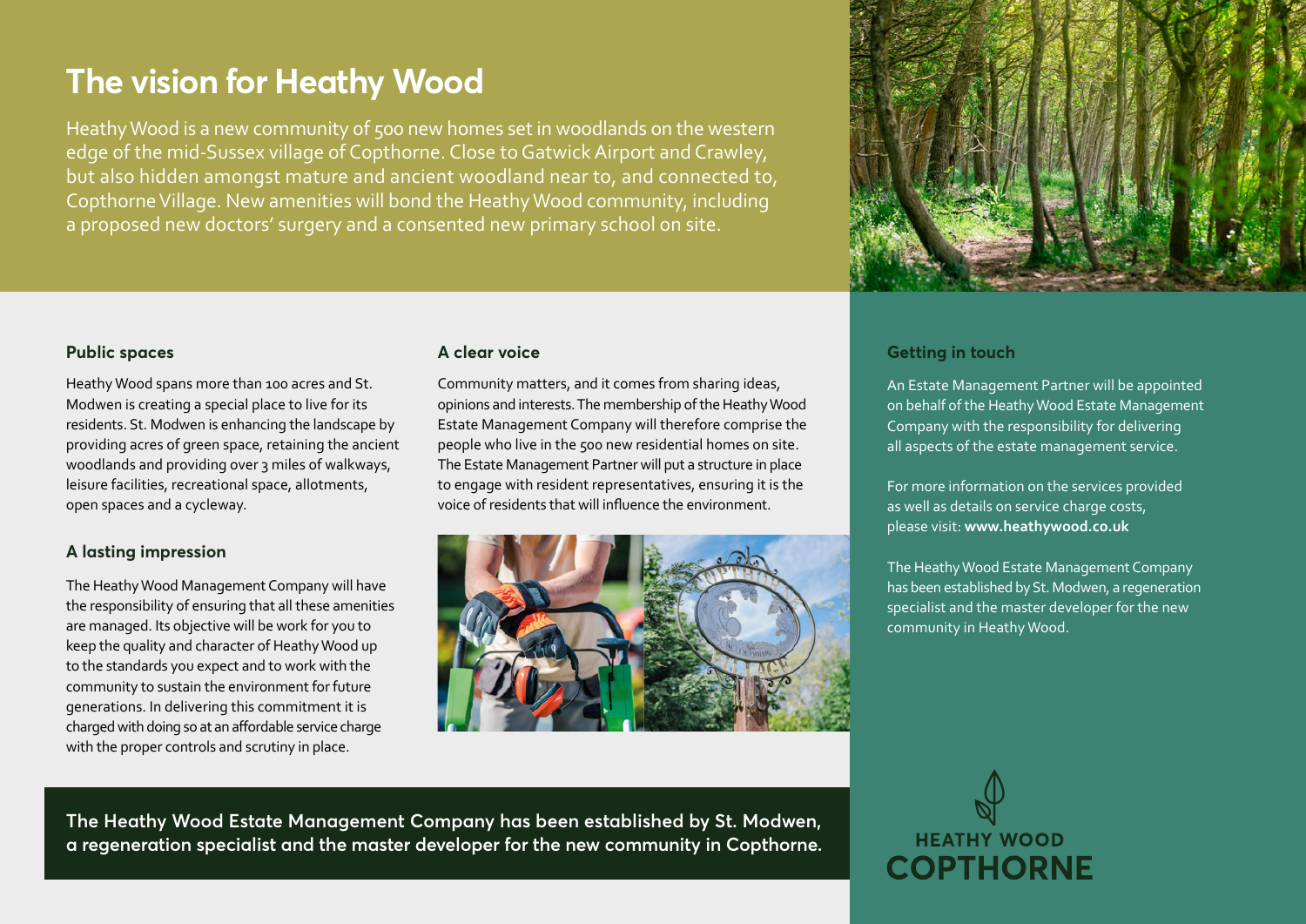# The vision for Heathy Wood

Heathy Wood is a new community of 500 new homes set in woodlands on the western edge of the mid-Sussex village of Copthorne. Close to Gatwick Airport and Crawley, but also hidden amongst mature and ancient woodland near to, and connected to, Copthorne Village. New amenities will bond the Heathy Wood community, including a proposed new doctors' surgery and a consented new primary school on site.

### Public spaces

Heathy Wood spans more than 100 acres and St. Modwen is creating a special place to live for its residents. St. Modwen is enhancing the landscape by providing acres of green space, retaining the ancient woodlands and providing over 3 miles of walkways, leisure facilities, recreational space, allotments, open spaces and a cycleway.

### A lasting impression

The Heathy Wood Management Company will have the responsibility of ensuring that all these amenities are managed. Its objective will be work for you to keep the quality and character of Heathy Wood up to the standards you expect and to work with the community to sustain the environment for future generations. In delivering this commitment it is charged with doing so at an affordable service charge with the proper controls and scrutiny in place.

### A clear voice

Community matters, and it comes from sharing ideas, opinions and interests. The membership of the Heathy Wood Estate Management Company will therefore comprise the people who live in the 500 new residential homes on site. The Estate Management Partner will put a structure in place to engage with resident representatives, ensuring it is the voice of residents that will influence the environment.

**The Heathy Wood Estate Management Company has been established by St. Modwen, a regeneration specialist and the master developer for the new community in Copthorne.**

### Getting in touch

An Estate Management Partner will be appointed on behalf of the Heathy Wood Estate Management Company with the responsibility for delivering all aspects of the estate management service.

For more information on the services provided as well as details on service charge costs, please visit: **www.heathywood.co.uk**

The Heathy Wood Estate Management Company has been established by St. Modwen, a regeneration specialist and the master developer for the new community in Heathy Wood.

HEATHY WOOD
COPTHORNE